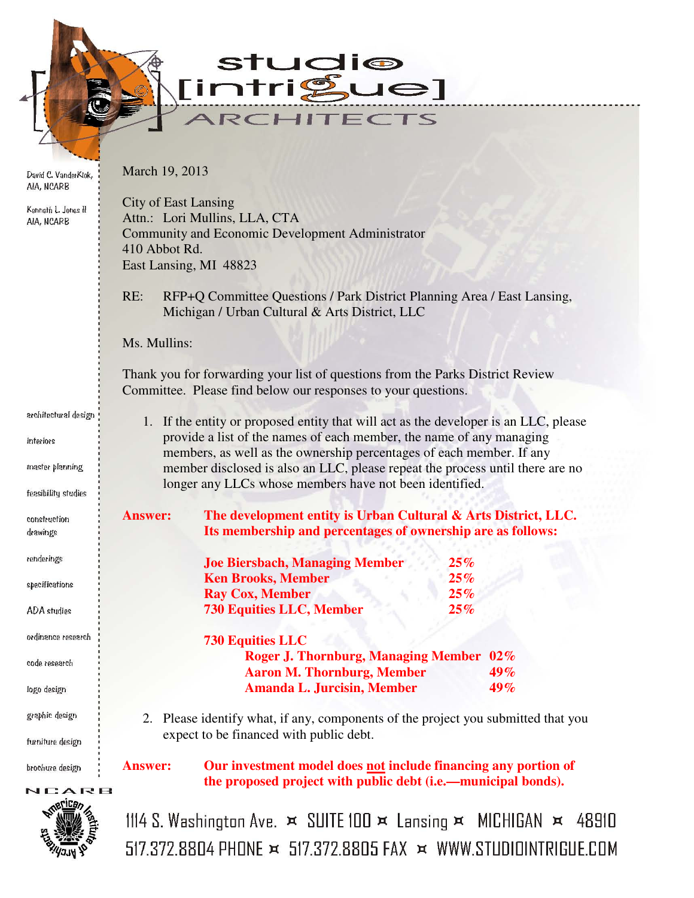# studio [intrigue] ARCHITECTS

David C. VanderKlok, AIA, NCARB

Kenneth L. Jones II AIA, NCARB

March 19, 2013

City of East Lansing
Attn.: Lori Mullins, LLA, CTA
Community and Economic Development Administrator
410 Abbot Rd.
East Lansing, MI 48823

RE: RFP+Q Committee Questions / Park District Planning Area / East Lansing, Michigan / Urban Cultural & Arts District, LLC

Ms. Mullins:

Thank you for forwarding your list of questions from the Parks District Review Committee. Please find below our responses to your questions.

1. If the entity or proposed entity that will act as the developer is an LLC, please provide a list of the names of each member, the name of any managing members, as well as the ownership percentages of each member. If any member disclosed is also an LLC, please repeat the process until there are no longer any LLCs whose members have not been identified.

**Answer: The development entity is Urban Cultural & Arts District, LLC. Its membership and percentages of ownership are as follows:**

| Member | Ownership |
|---|---|
| **Joe Biersbach, Managing Member** | **25%** |
| **Ken Brooks, Member** | **25%** |
| **Ray Cox, Member** | **25%** |
| **730 Equities LLC, Member** | **25%** |

**730 Equities LLC**

| Member | Ownership |
|---|---|
| **Roger J. Thornburg, Managing Member** | **02%** |
| **Aaron M. Thornburg, Member** | **49%** |
| **Amanda L. Jurcisin, Member** | **49%** |

2. Please identify what, if any, components of the project you submitted that you expect to be financed with public debt.

**Answer: Our investment model does not include financing any portion of the proposed project with public debt (i.e.—municipal bonds).**

architectural design · interiors · master planning · feasibility studies · construction drawings · renderings · specifications · ADA studies · ordinance research · code research · logo design · graphic design · furniture design · brochure design

1114 S. Washington Ave. ¤ SUITE 100 ¤ Lansing ¤ MICHIGAN ¤ 48910
517.372.8804 PHONE ¤ 517.372.8805 FAX ¤ WWW.STUDIOINTRIGUE.COM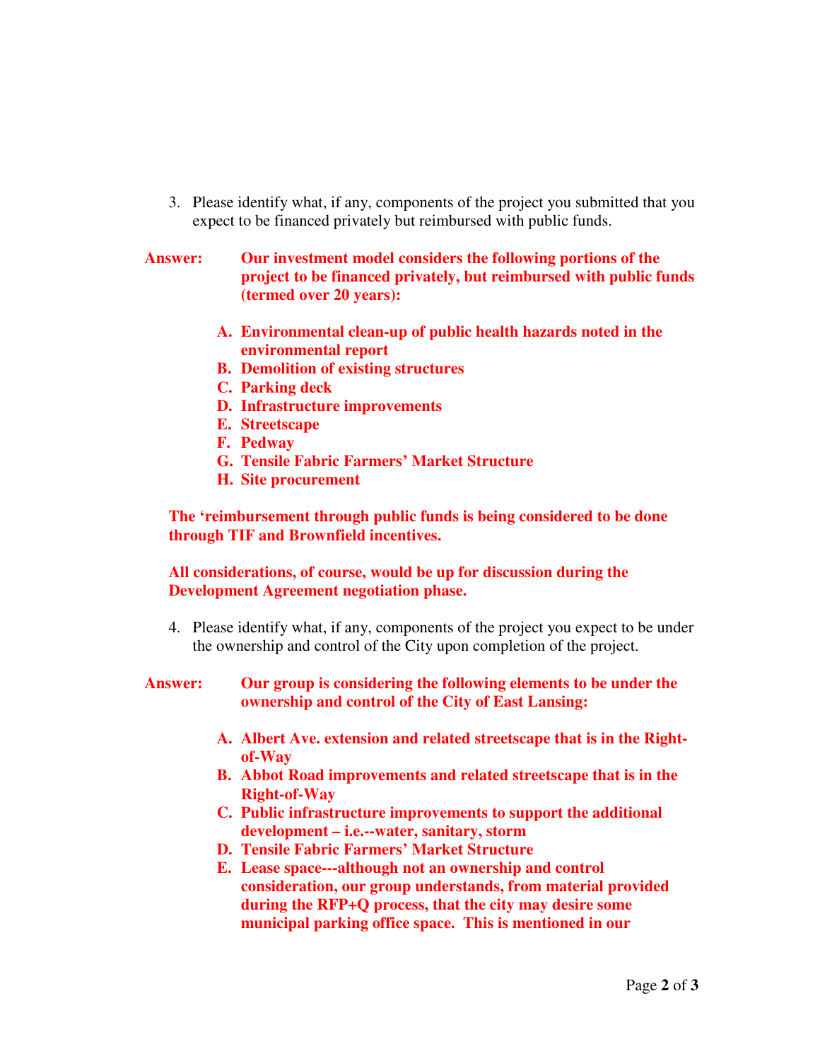3. Please identify what, if any, components of the project you submitted that you expect to be financed privately but reimbursed with public funds.

**Answer: Our investment model considers the following portions of the project to be financed privately, but reimbursed with public funds (termed over 20 years):**

**A. Environmental clean-up of public health hazards noted in the environmental report**
**B. Demolition of existing structures**
**C. Parking deck**
**D. Infrastructure improvements**
**E. Streetscape**
**F. Pedway**
**G. Tensile Fabric Farmers' Market Structure**
**H. Site procurement**

**The 'reimbursement through public funds is being considered to be done through TIF and Brownfield incentives.**

**All considerations, of course, would be up for discussion during the Development Agreement negotiation phase.**

4. Please identify what, if any, components of the project you expect to be under the ownership and control of the City upon completion of the project.

**Answer: Our group is considering the following elements to be under the ownership and control of the City of East Lansing:**

**A. Albert Ave. extension and related streetscape that is in the Right-of-Way**
**B. Abbot Road improvements and related streetscape that is in the Right-of-Way**
**C. Public infrastructure improvements to support the additional development – i.e.--water, sanitary, storm**
**D. Tensile Fabric Farmers' Market Structure**
**E. Lease space---although not an ownership and control consideration, our group understands, from material provided during the RFP+Q process, that the city may desire some municipal parking office space. This is mentioned in our**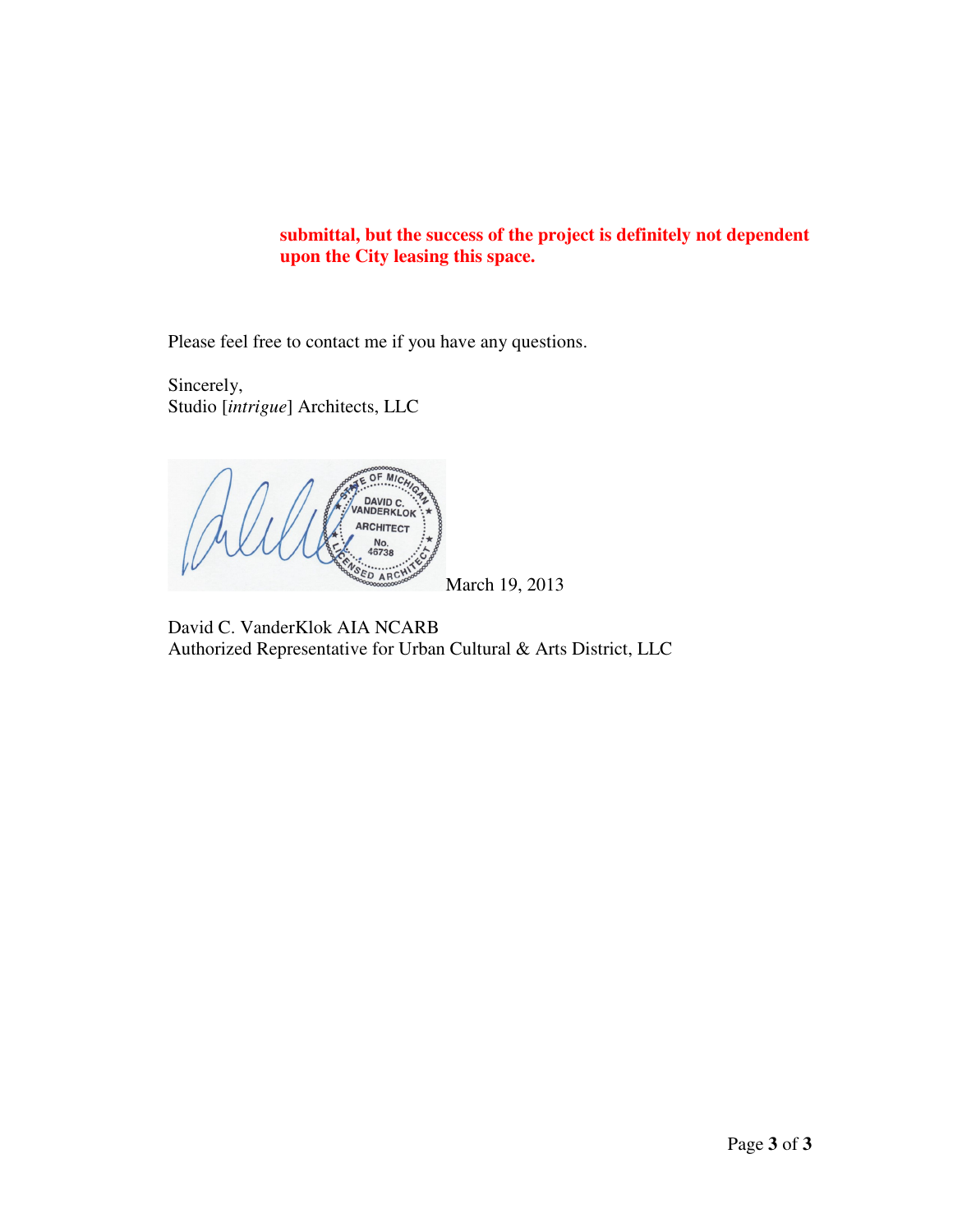**submittal, but the success of the project is definitely not dependent upon the City leasing this space.**

Please feel free to contact me if you have any questions.

Sincerely,
Studio [*intrigue*] Architects, LLC

March 19, 2013

David C. VanderKlok AIA NCARB
Authorized Representative for Urban Cultural & Arts District, LLC